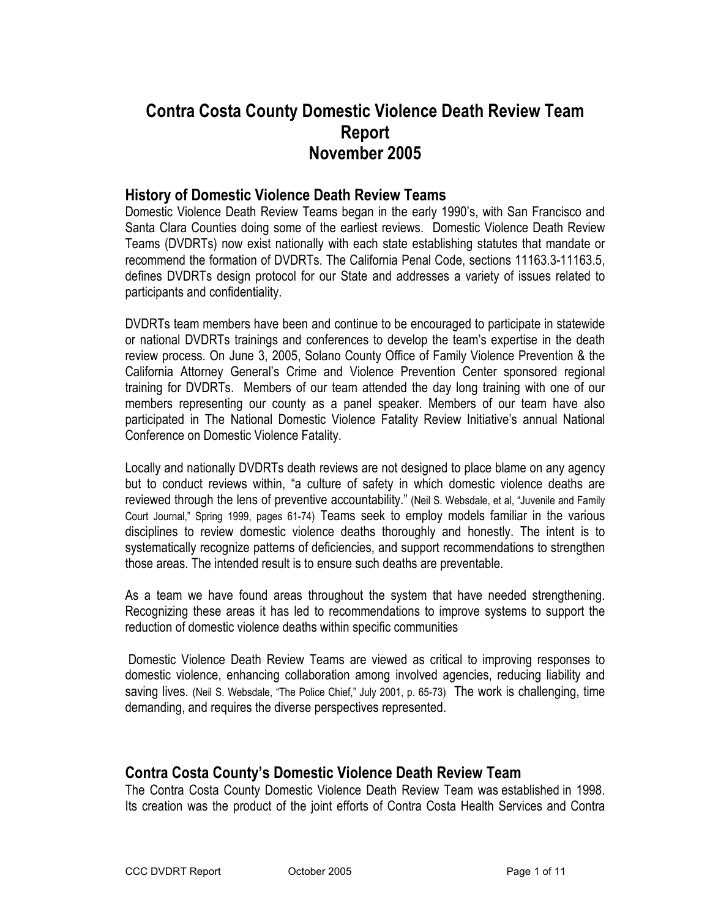# Contra Costa County Domestic Violence Death Review Team Report November 2005

## History of Domestic Violence Death Review Teams

Domestic Violence Death Review Teams began in the early 1990's, with San Francisco and Santa Clara Counties doing some of the earliest reviews. Domestic Violence Death Review Teams (DVDRTs) now exist nationally with each state establishing statutes that mandate or recommend the formation of DVDRTs. The California Penal Code, sections 11163.3-11163.5, defines DVDRTs design protocol for our State and addresses a variety of issues related to participants and confidentiality.

DVDRTs team members have been and continue to be encouraged to participate in statewide or national DVDRTs trainings and conferences to develop the team's expertise in the death review process. On June 3, 2005, Solano County Office of Family Violence Prevention & the California Attorney General's Crime and Violence Prevention Center sponsored regional training for DVDRTs. Members of our team attended the day long training with one of our members representing our county as a panel speaker. Members of our team have also participated in The National Domestic Violence Fatality Review Initiative's annual National Conference on Domestic Violence Fatality.

Locally and nationally DVDRTs death reviews are not designed to place blame on any agency but to conduct reviews within, "a culture of safety in which domestic violence deaths are reviewed through the lens of preventive accountability." (Neil S. Websdale, et al, "Juvenile and Family Court Journal," Spring 1999, pages 61-74) Teams seek to employ models familiar in the various disciplines to review domestic violence deaths thoroughly and honestly. The intent is to systematically recognize patterns of deficiencies, and support recommendations to strengthen those areas. The intended result is to ensure such deaths are preventable.

As a team we have found areas throughout the system that have needed strengthening. Recognizing these areas it has led to recommendations to improve systems to support the reduction of domestic violence deaths within specific communities

Domestic Violence Death Review Teams are viewed as critical to improving responses to domestic violence, enhancing collaboration among involved agencies, reducing liability and saving lives. (Neil S. Websdale, "The Police Chief," July 2001, p. 65-73) The work is challenging, time demanding, and requires the diverse perspectives represented.

## Contra Costa County's Domestic Violence Death Review Team

The Contra Costa County Domestic Violence Death Review Team was established in 1998. Its creation was the product of the joint efforts of Contra Costa Health Services and Contra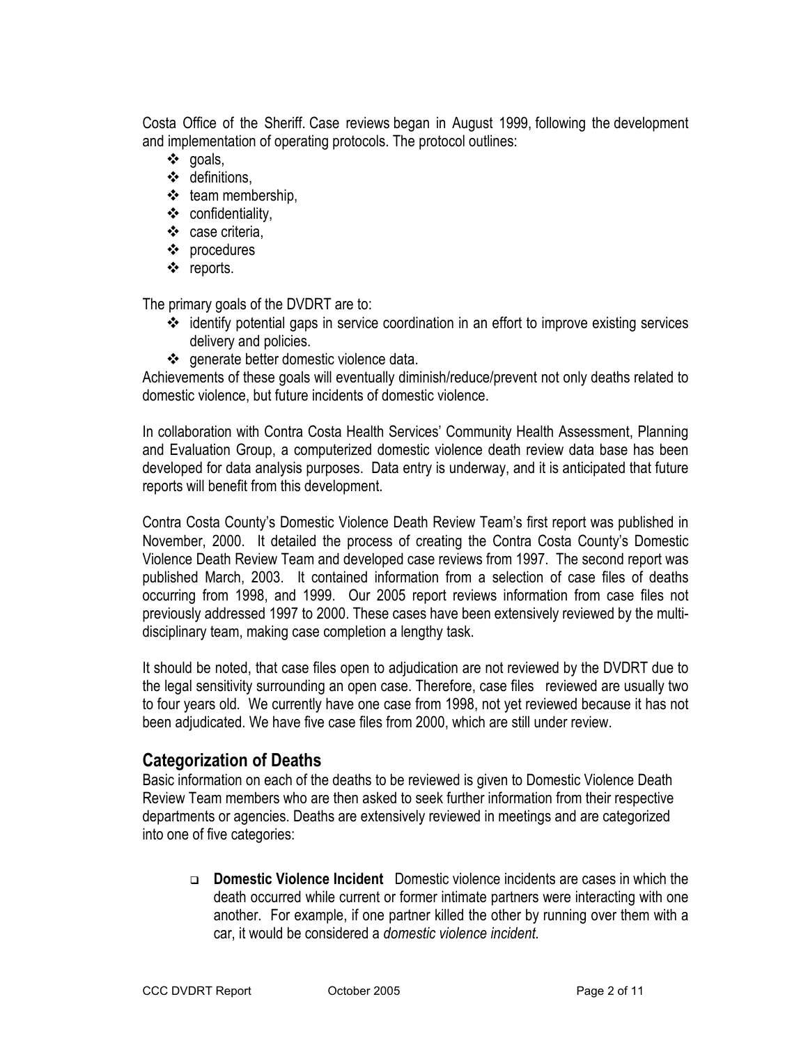Costa Office of the Sheriff. Case reviews began in August 1999, following the development and implementation of operating protocols. The protocol outlines:

- goals,
- definitions,
- team membership,
- confidentiality,
- case criteria,
- procedures
- reports.

The primary goals of the DVDRT are to:

- identify potential gaps in service coordination in an effort to improve existing services delivery and policies.
- generate better domestic violence data.

Achievements of these goals will eventually diminish/reduce/prevent not only deaths related to domestic violence, but future incidents of domestic violence.

In collaboration with Contra Costa Health Services' Community Health Assessment, Planning and Evaluation Group, a computerized domestic violence death review data base has been developed for data analysis purposes. Data entry is underway, and it is anticipated that future reports will benefit from this development.

Contra Costa County's Domestic Violence Death Review Team's first report was published in November, 2000. It detailed the process of creating the Contra Costa County's Domestic Violence Death Review Team and developed case reviews from 1997. The second report was published March, 2003. It contained information from a selection of case files of deaths occurring from 1998, and 1999. Our 2005 report reviews information from case files not previously addressed 1997 to 2000. These cases have been extensively reviewed by the multi-disciplinary team, making case completion a lengthy task.

It should be noted, that case files open to adjudication are not reviewed by the DVDRT due to the legal sensitivity surrounding an open case. Therefore, case files reviewed are usually two to four years old. We currently have one case from 1998, not yet reviewed because it has not been adjudicated. We have five case files from 2000, which are still under review.

## Categorization of Deaths

Basic information on each of the deaths to be reviewed is given to Domestic Violence Death Review Team members who are then asked to seek further information from their respective departments or agencies. Deaths are extensively reviewed in meetings and are categorized into one of five categories:

- **Domestic Violence Incident** Domestic violence incidents are cases in which the death occurred while current or former intimate partners were interacting with one another. For example, if one partner killed the other by running over them with a car, it would be considered a *domestic violence incident.*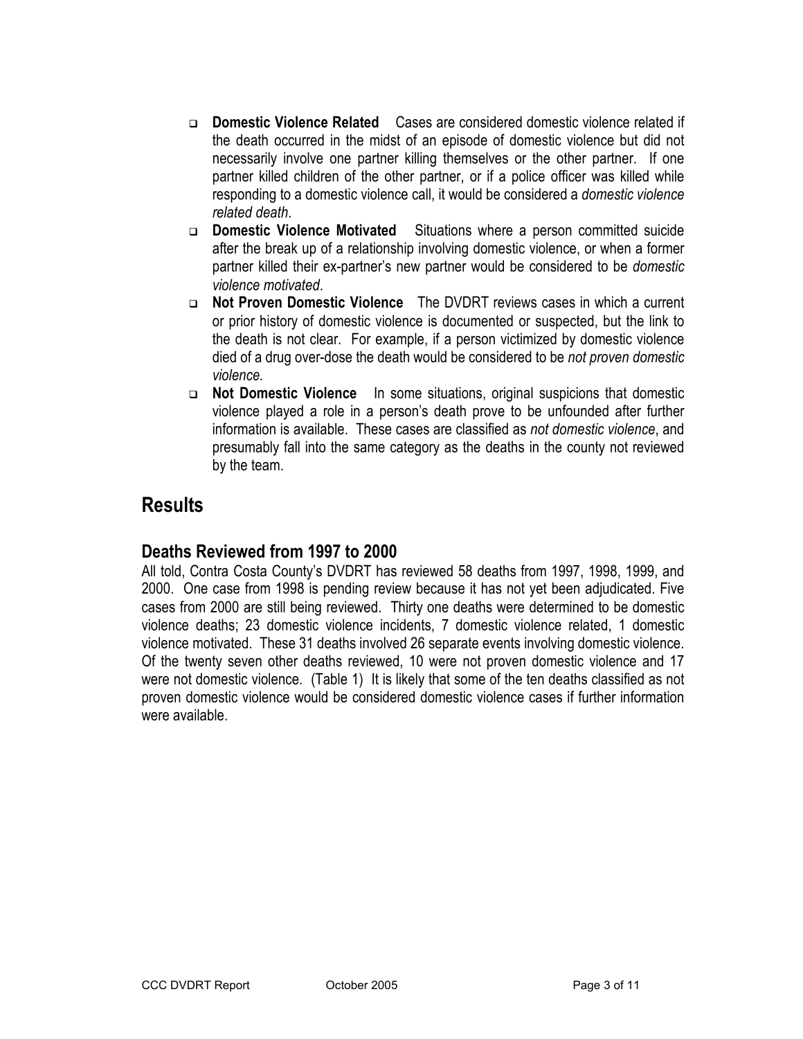- **Domestic Violence Related** Cases are considered domestic violence related if the death occurred in the midst of an episode of domestic violence but did not necessarily involve one partner killing themselves or the other partner. If one partner killed children of the other partner, or if a police officer was killed while responding to a domestic violence call, it would be considered a *domestic violence related death*.
- **Domestic Violence Motivated** Situations where a person committed suicide after the break up of a relationship involving domestic violence, or when a former partner killed their ex-partner's new partner would be considered to be *domestic violence motivated*.
- **Not Proven Domestic Violence** The DVDRT reviews cases in which a current or prior history of domestic violence is documented or suspected, but the link to the death is not clear. For example, if a person victimized by domestic violence died of a drug over-dose the death would be considered to be *not proven domestic violence.*
- **Not Domestic Violence** In some situations, original suspicions that domestic violence played a role in a person's death prove to be unfounded after further information is available. These cases are classified as *not domestic violence*, and presumably fall into the same category as the deaths in the county not reviewed by the team.

# Results

## Deaths Reviewed from 1997 to 2000

All told, Contra Costa County's DVDRT has reviewed 58 deaths from 1997, 1998, 1999, and 2000. One case from 1998 is pending review because it has not yet been adjudicated. Five cases from 2000 are still being reviewed. Thirty one deaths were determined to be domestic violence deaths; 23 domestic violence incidents, 7 domestic violence related, 1 domestic violence motivated. These 31 deaths involved 26 separate events involving domestic violence. Of the twenty seven other deaths reviewed, 10 were not proven domestic violence and 17 were not domestic violence. (Table 1) It is likely that some of the ten deaths classified as not proven domestic violence would be considered domestic violence cases if further information were available.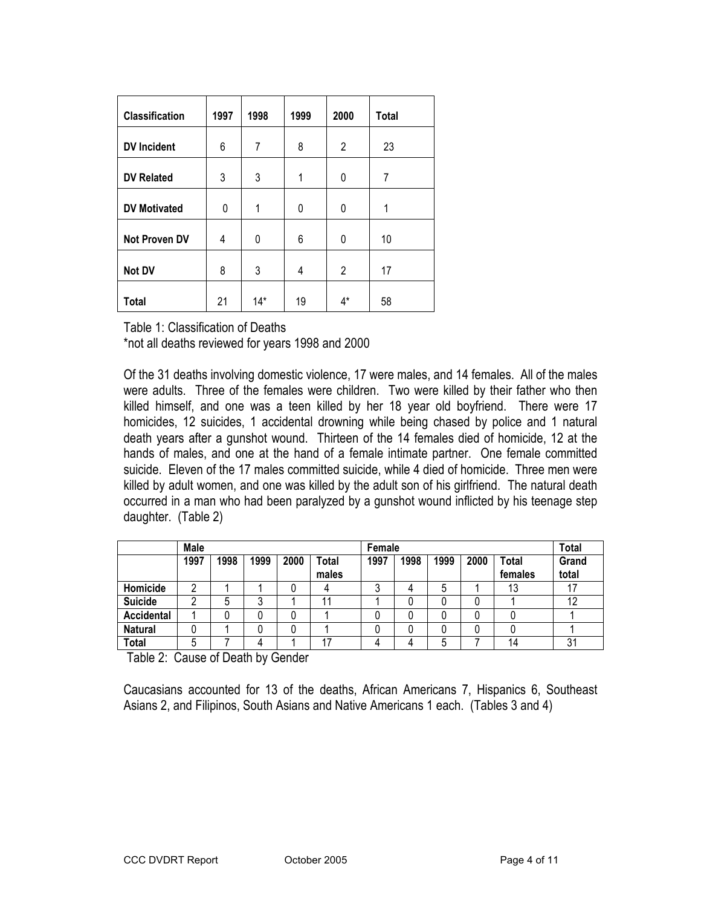| Classification | 1997 | 1998 | 1999 | 2000 | Total |
|---|---|---|---|---|---|
| DV Incident | 6 | 7 | 8 | 2 | 23 |
| DV Related | 3 | 3 | 1 | 0 | 7 |
| DV Motivated | 0 | 1 | 0 | 0 | 1 |
| Not Proven DV | 4 | 0 | 6 | 0 | 10 |
| Not DV | 8 | 3 | 4 | 2 | 17 |
| Total | 21 | 14* | 19 | 4* | 58 |

Table 1: Classification of Deaths
*not all deaths reviewed for years 1998 and 2000

Of the 31 deaths involving domestic violence, 17 were males, and 14 females. All of the males were adults. Three of the females were children. Two were killed by their father who then killed himself, and one was a teen killed by her 18 year old boyfriend. There were 17 homicides, 12 suicides, 1 accidental drowning while being chased by police and 1 natural death years after a gunshot wound. Thirteen of the 14 females died of homicide, 12 at the hands of males, and one at the hand of a female intimate partner. One female committed suicide. Eleven of the 17 males committed suicide, while 4 died of homicide. Three men were killed by adult women, and one was killed by the adult son of his girlfriend. The natural death occurred in a man who had been paralyzed by a gunshot wound inflicted by his teenage step daughter. (Table 2)

| | Male | | | | | Female | | | | | Total |
|---|---|---|---|---|---|---|---|---|---|---|---|
| | 1997 | 1998 | 1999 | 2000 | Total males | 1997 | 1998 | 1999 | 2000 | Total females | Grand total |
| Homicide | 2 | 1 | 1 | 0 | 4 | 3 | 4 | 5 | 1 | 13 | 17 |
| Suicide | 2 | 5 | 3 | 1 | 11 | 1 | 0 | 0 | 0 | 1 | 12 |
| Accidental | 1 | 0 | 0 | 0 | 1 | 0 | 0 | 0 | 0 | 0 | 1 |
| Natural | 0 | 1 | 0 | 0 | 1 | 0 | 0 | 0 | 0 | 0 | 1 |
| Total | 5 | 7 | 4 | 1 | 17 | 4 | 4 | 5 | 7 | 14 | 31 |

Table 2: Cause of Death by Gender

Caucasians accounted for 13 of the deaths, African Americans 7, Hispanics 6, Southeast Asians 2, and Filipinos, South Asians and Native Americans 1 each. (Tables 3 and 4)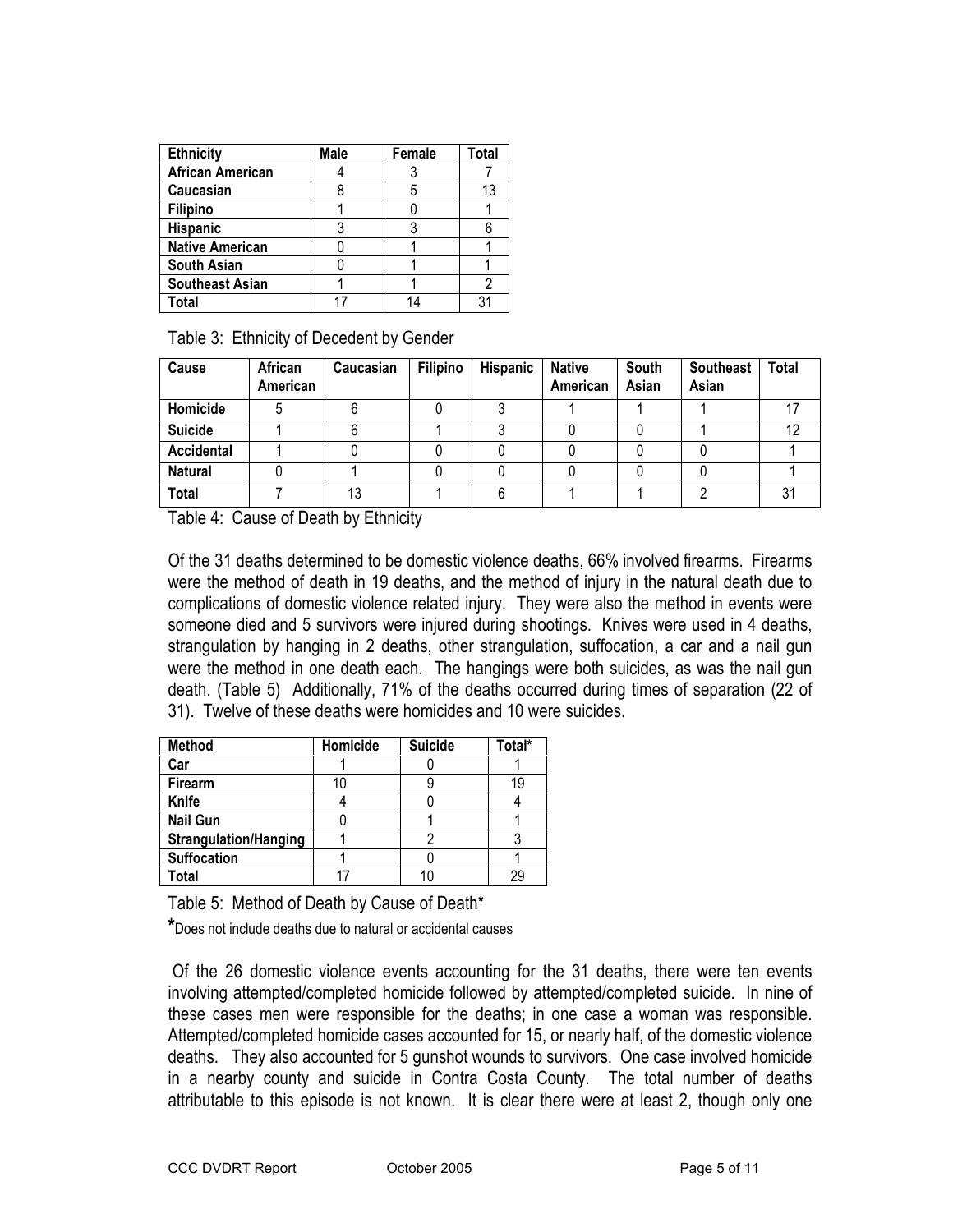| Ethnicity | Male | Female | Total |
|---|---|---|---|
| African American | 4 | 3 | 7 |
| Caucasian | 8 | 5 | 13 |
| Filipino | 1 | 0 | 1 |
| Hispanic | 3 | 3 | 6 |
| Native American | 0 | 1 | 1 |
| South Asian | 0 | 1 | 1 |
| Southeast Asian | 1 | 1 | 2 |
| Total | 17 | 14 | 31 |

Table 3: Ethnicity of Decedent by Gender

| Cause | African American | Caucasian | Filipino | Hispanic | Native American | South Asian | Southeast Asian | Total |
|---|---|---|---|---|---|---|---|---|
| Homicide | 5 | 6 | 0 | 3 | 1 | 1 | 1 | 17 |
| Suicide | 1 | 6 | 1 | 3 | 0 | 0 | 1 | 12 |
| Accidental | 1 | 0 | 0 | 0 | 0 | 0 | 0 | 1 |
| Natural | 0 | 1 | 0 | 0 | 0 | 0 | 0 | 1 |
| Total | 7 | 13 | 1 | 6 | 1 | 1 | 2 | 31 |

Table 4: Cause of Death by Ethnicity

Of the 31 deaths determined to be domestic violence deaths, 66% involved firearms. Firearms were the method of death in 19 deaths, and the method of injury in the natural death due to complications of domestic violence related injury. They were also the method in events were someone died and 5 survivors were injured during shootings. Knives were used in 4 deaths, strangulation by hanging in 2 deaths, other strangulation, suffocation, a car and a nail gun were the method in one death each. The hangings were both suicides, as was the nail gun death. (Table 5) Additionally, 71% of the deaths occurred during times of separation (22 of 31). Twelve of these deaths were homicides and 10 were suicides.

| Method | Homicide | Suicide | Total* |
|---|---|---|---|
| Car | 1 | 0 | 1 |
| Firearm | 10 | 9 | 19 |
| Knife | 4 | 0 | 4 |
| Nail Gun | 0 | 1 | 1 |
| Strangulation/Hanging | 1 | 2 | 3 |
| Suffocation | 1 | 0 | 1 |
| Total | 17 | 10 | 29 |

Table 5: Method of Death by Cause of Death*

*Does not include deaths due to natural or accidental causes

Of the 26 domestic violence events accounting for the 31 deaths, there were ten events involving attempted/completed homicide followed by attempted/completed suicide. In nine of these cases men were responsible for the deaths; in one case a woman was responsible. Attempted/completed homicide cases accounted for 15, or nearly half, of the domestic violence deaths. They also accounted for 5 gunshot wounds to survivors. One case involved homicide in a nearby county and suicide in Contra Costa County. The total number of deaths attributable to this episode is not known. It is clear there were at least 2, though only one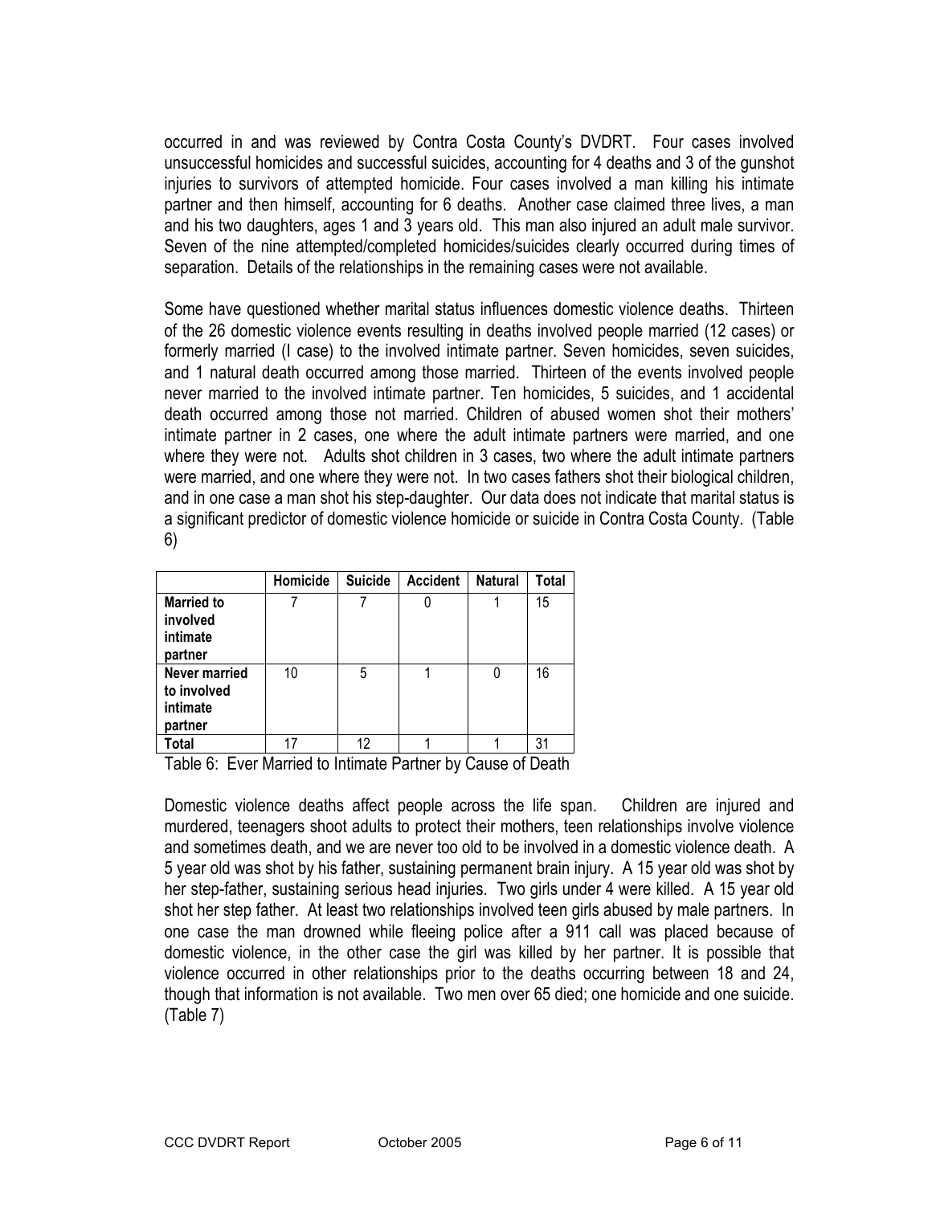occurred in and was reviewed by Contra Costa County's DVDRT. Four cases involved unsuccessful homicides and successful suicides, accounting for 4 deaths and 3 of the gunshot injuries to survivors of attempted homicide. Four cases involved a man killing his intimate partner and then himself, accounting for 6 deaths. Another case claimed three lives, a man and his two daughters, ages 1 and 3 years old. This man also injured an adult male survivor. Seven of the nine attempted/completed homicides/suicides clearly occurred during times of separation. Details of the relationships in the remaining cases were not available.

Some have questioned whether marital status influences domestic violence deaths. Thirteen of the 26 domestic violence events resulting in deaths involved people married (12 cases) or formerly married (I case) to the involved intimate partner. Seven homicides, seven suicides, and 1 natural death occurred among those married. Thirteen of the events involved people never married to the involved intimate partner. Ten homicides, 5 suicides, and 1 accidental death occurred among those not married. Children of abused women shot their mothers' intimate partner in 2 cases, one where the adult intimate partners were married, and one where they were not. Adults shot children in 3 cases, two where the adult intimate partners were married, and one where they were not. In two cases fathers shot their biological children, and in one case a man shot his step-daughter. Our data does not indicate that marital status is a significant predictor of domestic violence homicide or suicide in Contra Costa County. (Table 6)

| | Homicide | Suicide | Accident | Natural | Total |
|---|---|---|---|---|---|
| **Married to involved intimate partner** | 7 | 7 | 0 | 1 | 15 |
| **Never married to involved intimate partner** | 10 | 5 | 1 | 0 | 16 |
| **Total** | 17 | 12 | 1 | 1 | 31 |

Table 6: Ever Married to Intimate Partner by Cause of Death

Domestic violence deaths affect people across the life span. Children are injured and murdered, teenagers shoot adults to protect their mothers, teen relationships involve violence and sometimes death, and we are never too old to be involved in a domestic violence death. A 5 year old was shot by his father, sustaining permanent brain injury. A 15 year old was shot by her step-father, sustaining serious head injuries. Two girls under 4 were killed. A 15 year old shot her step father. At least two relationships involved teen girls abused by male partners. In one case the man drowned while fleeing police after a 911 call was placed because of domestic violence, in the other case the girl was killed by her partner. It is possible that violence occurred in other relationships prior to the deaths occurring between 18 and 24, though that information is not available. Two men over 65 died; one homicide and one suicide. (Table 7)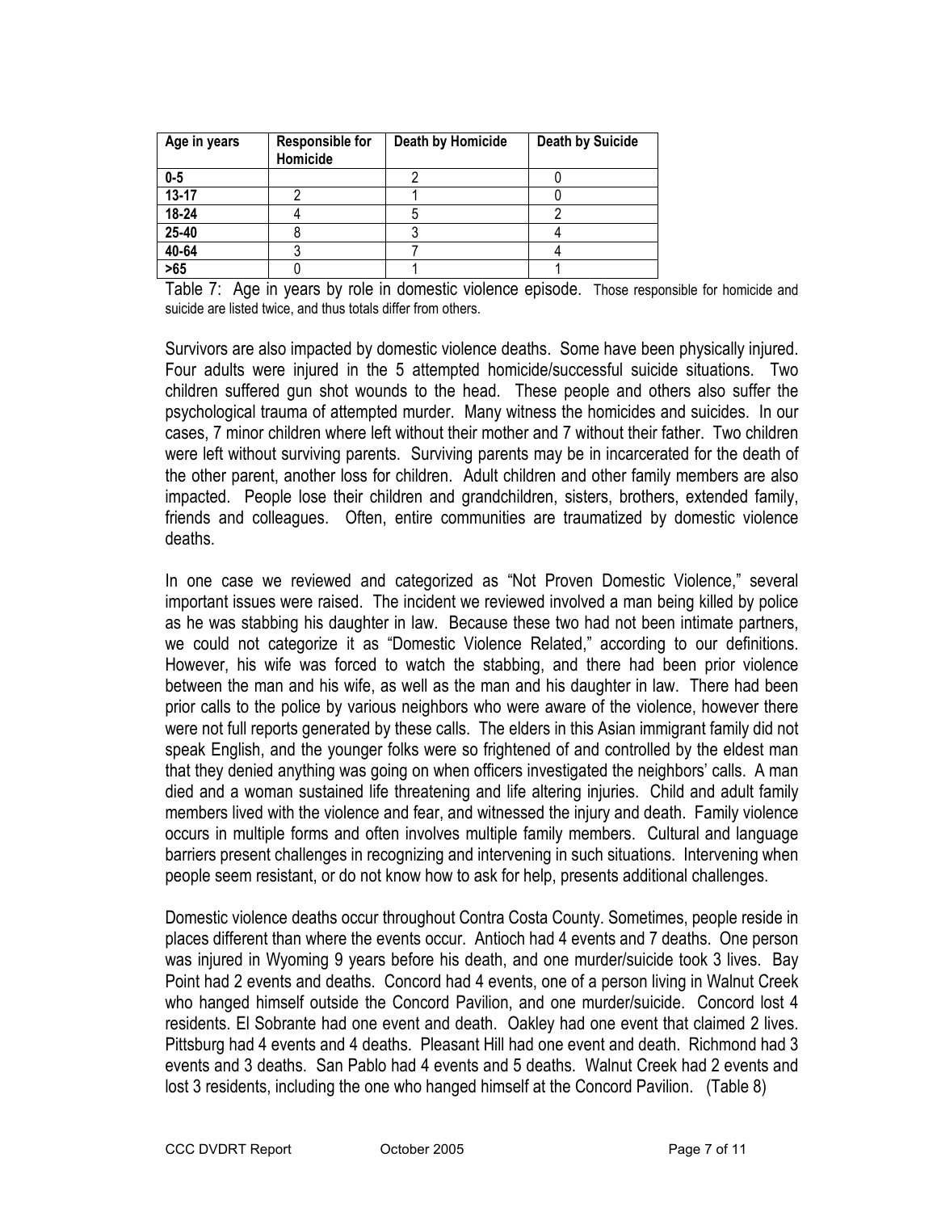| Age in years | Responsible for Homicide | Death by Homicide | Death by Suicide |
| --- | --- | --- | --- |
| 0-5 | | 2 | 0 |
| 13-17 | 2 | 1 | 0 |
| 18-24 | 4 | 5 | 2 |
| 25-40 | 8 | 3 | 4 |
| 40-64 | 3 | 7 | 4 |
| >65 | 0 | 1 | 1 |

Table 7: Age in years by role in domestic violence episode. Those responsible for homicide and suicide are listed twice, and thus totals differ from others.

Survivors are also impacted by domestic violence deaths. Some have been physically injured. Four adults were injured in the 5 attempted homicide/successful suicide situations. Two children suffered gun shot wounds to the head. These people and others also suffer the psychological trauma of attempted murder. Many witness the homicides and suicides. In our cases, 7 minor children where left without their mother and 7 without their father. Two children were left without surviving parents. Surviving parents may be in incarcerated for the death of the other parent, another loss for children. Adult children and other family members are also impacted. People lose their children and grandchildren, sisters, brothers, extended family, friends and colleagues. Often, entire communities are traumatized by domestic violence deaths.

In one case we reviewed and categorized as "Not Proven Domestic Violence," several important issues were raised. The incident we reviewed involved a man being killed by police as he was stabbing his daughter in law. Because these two had not been intimate partners, we could not categorize it as "Domestic Violence Related," according to our definitions. However, his wife was forced to watch the stabbing, and there had been prior violence between the man and his wife, as well as the man and his daughter in law. There had been prior calls to the police by various neighbors who were aware of the violence, however there were not full reports generated by these calls. The elders in this Asian immigrant family did not speak English, and the younger folks were so frightened of and controlled by the eldest man that they denied anything was going on when officers investigated the neighbors' calls. A man died and a woman sustained life threatening and life altering injuries. Child and adult family members lived with the violence and fear, and witnessed the injury and death. Family violence occurs in multiple forms and often involves multiple family members. Cultural and language barriers present challenges in recognizing and intervening in such situations. Intervening when people seem resistant, or do not know how to ask for help, presents additional challenges.

Domestic violence deaths occur throughout Contra Costa County. Sometimes, people reside in places different than where the events occur. Antioch had 4 events and 7 deaths. One person was injured in Wyoming 9 years before his death, and one murder/suicide took 3 lives. Bay Point had 2 events and deaths. Concord had 4 events, one of a person living in Walnut Creek who hanged himself outside the Concord Pavilion, and one murder/suicide. Concord lost 4 residents. El Sobrante had one event and death. Oakley had one event that claimed 2 lives. Pittsburg had 4 events and 4 deaths. Pleasant Hill had one event and death. Richmond had 3 events and 3 deaths. San Pablo had 4 events and 5 deaths. Walnut Creek had 2 events and lost 3 residents, including the one who hanged himself at the Concord Pavilion. (Table 8)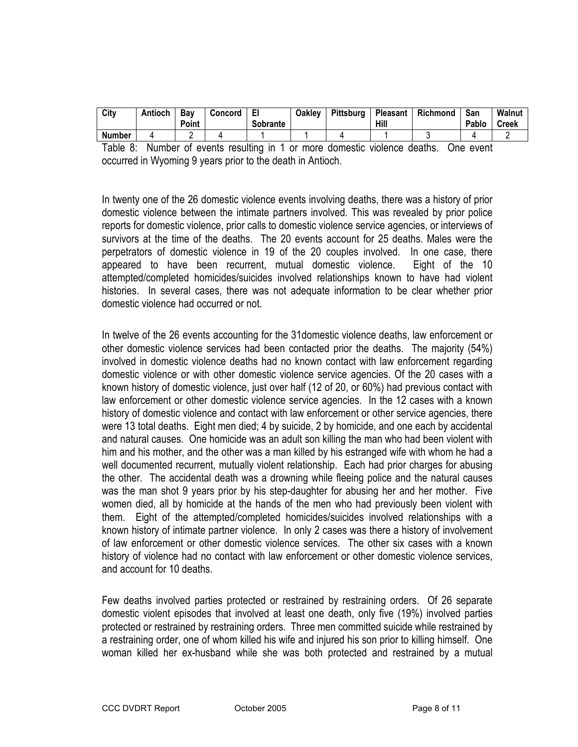| City | Antioch | Bay Point | Concord | El Sobrante | Oakley | Pittsburg | Pleasant Hill | Richmond | San Pablo | Walnut Creek |
|---|---|---|---|---|---|---|---|---|---|---|
| Number | 4 | 2 | 4 | 1 | 1 | 4 | 1 | 3 | 4 | 2 |

Table 8: Number of events resulting in 1 or more domestic violence deaths. One event occurred in Wyoming 9 years prior to the death in Antioch.

In twenty one of the 26 domestic violence events involving deaths, there was a history of prior domestic violence between the intimate partners involved. This was revealed by prior police reports for domestic violence, prior calls to domestic violence service agencies, or interviews of survivors at the time of the deaths. The 20 events account for 25 deaths. Males were the perpetrators of domestic violence in 19 of the 20 couples involved. In one case, there appeared to have been recurrent, mutual domestic violence. Eight of the 10 attempted/completed homicides/suicides involved relationships known to have had violent histories. In several cases, there was not adequate information to be clear whether prior domestic violence had occurred or not.

In twelve of the 26 events accounting for the 31domestic violence deaths, law enforcement or other domestic violence services had been contacted prior the deaths. The majority (54%) involved in domestic violence deaths had no known contact with law enforcement regarding domestic violence or with other domestic violence service agencies. Of the 20 cases with a known history of domestic violence, just over half (12 of 20, or 60%) had previous contact with law enforcement or other domestic violence service agencies. In the 12 cases with a known history of domestic violence and contact with law enforcement or other service agencies, there were 13 total deaths. Eight men died; 4 by suicide, 2 by homicide, and one each by accidental and natural causes. One homicide was an adult son killing the man who had been violent with him and his mother, and the other was a man killed by his estranged wife with whom he had a well documented recurrent, mutually violent relationship. Each had prior charges for abusing the other. The accidental death was a drowning while fleeing police and the natural causes was the man shot 9 years prior by his step-daughter for abusing her and her mother. Five women died, all by homicide at the hands of the men who had previously been violent with them. Eight of the attempted/completed homicides/suicides involved relationships with a known history of intimate partner violence. In only 2 cases was there a history of involvement of law enforcement or other domestic violence services. The other six cases with a known history of violence had no contact with law enforcement or other domestic violence services, and account for 10 deaths.

Few deaths involved parties protected or restrained by restraining orders. Of 26 separate domestic violent episodes that involved at least one death, only five (19%) involved parties protected or restrained by restraining orders. Three men committed suicide while restrained by a restraining order, one of whom killed his wife and injured his son prior to killing himself. One woman killed her ex-husband while she was both protected and restrained by a mutual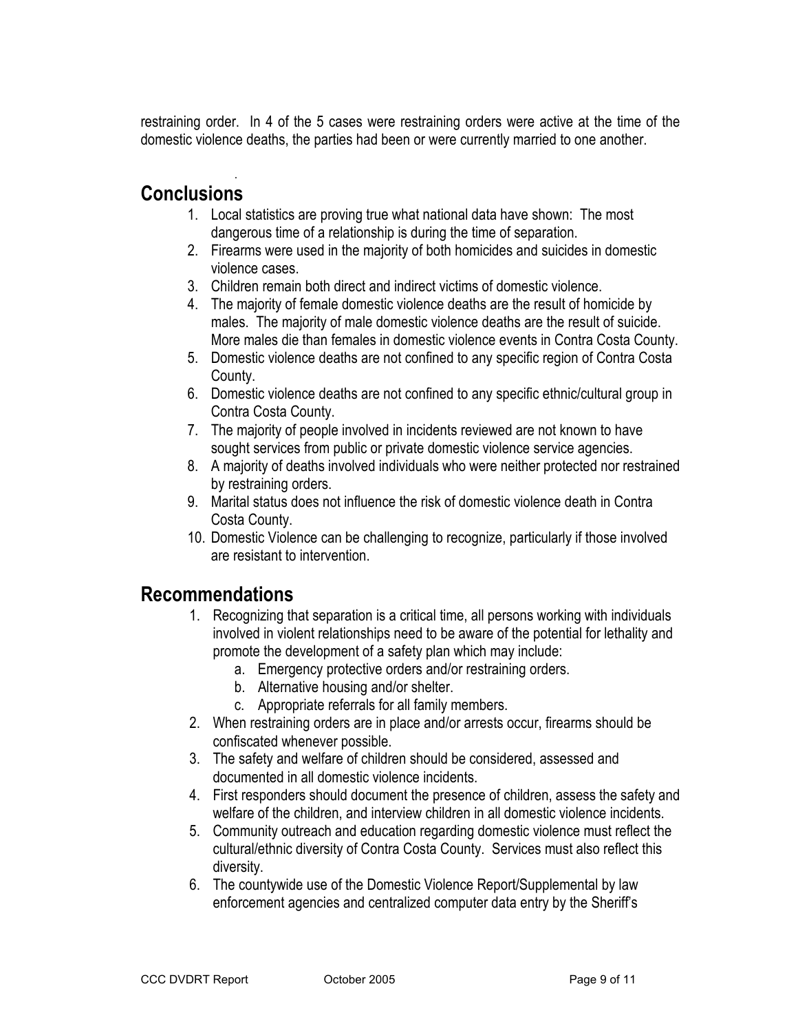restraining order. In 4 of the 5 cases were restraining orders were active at the time of the domestic violence deaths, the parties had been or were currently married to one another.

## Conclusions

1. Local statistics are proving true what national data have shown: The most dangerous time of a relationship is during the time of separation.
2. Firearms were used in the majority of both homicides and suicides in domestic violence cases.
3. Children remain both direct and indirect victims of domestic violence.
4. The majority of female domestic violence deaths are the result of homicide by males. The majority of male domestic violence deaths are the result of suicide. More males die than females in domestic violence events in Contra Costa County.
5. Domestic violence deaths are not confined to any specific region of Contra Costa County.
6. Domestic violence deaths are not confined to any specific ethnic/cultural group in Contra Costa County.
7. The majority of people involved in incidents reviewed are not known to have sought services from public or private domestic violence service agencies.
8. A majority of deaths involved individuals who were neither protected nor restrained by restraining orders.
9. Marital status does not influence the risk of domestic violence death in Contra Costa County.
10. Domestic Violence can be challenging to recognize, particularly if those involved are resistant to intervention.

## Recommendations

1. Recognizing that separation is a critical time, all persons working with individuals involved in violent relationships need to be aware of the potential for lethality and promote the development of a safety plan which may include:
   a. Emergency protective orders and/or restraining orders.
   b. Alternative housing and/or shelter.
   c. Appropriate referrals for all family members.
2. When restraining orders are in place and/or arrests occur, firearms should be confiscated whenever possible.
3. The safety and welfare of children should be considered, assessed and documented in all domestic violence incidents.
4. First responders should document the presence of children, assess the safety and welfare of the children, and interview children in all domestic violence incidents.
5. Community outreach and education regarding domestic violence must reflect the cultural/ethnic diversity of Contra Costa County. Services must also reflect this diversity.
6. The countywide use of the Domestic Violence Report/Supplemental by law enforcement agencies and centralized computer data entry by the Sheriff's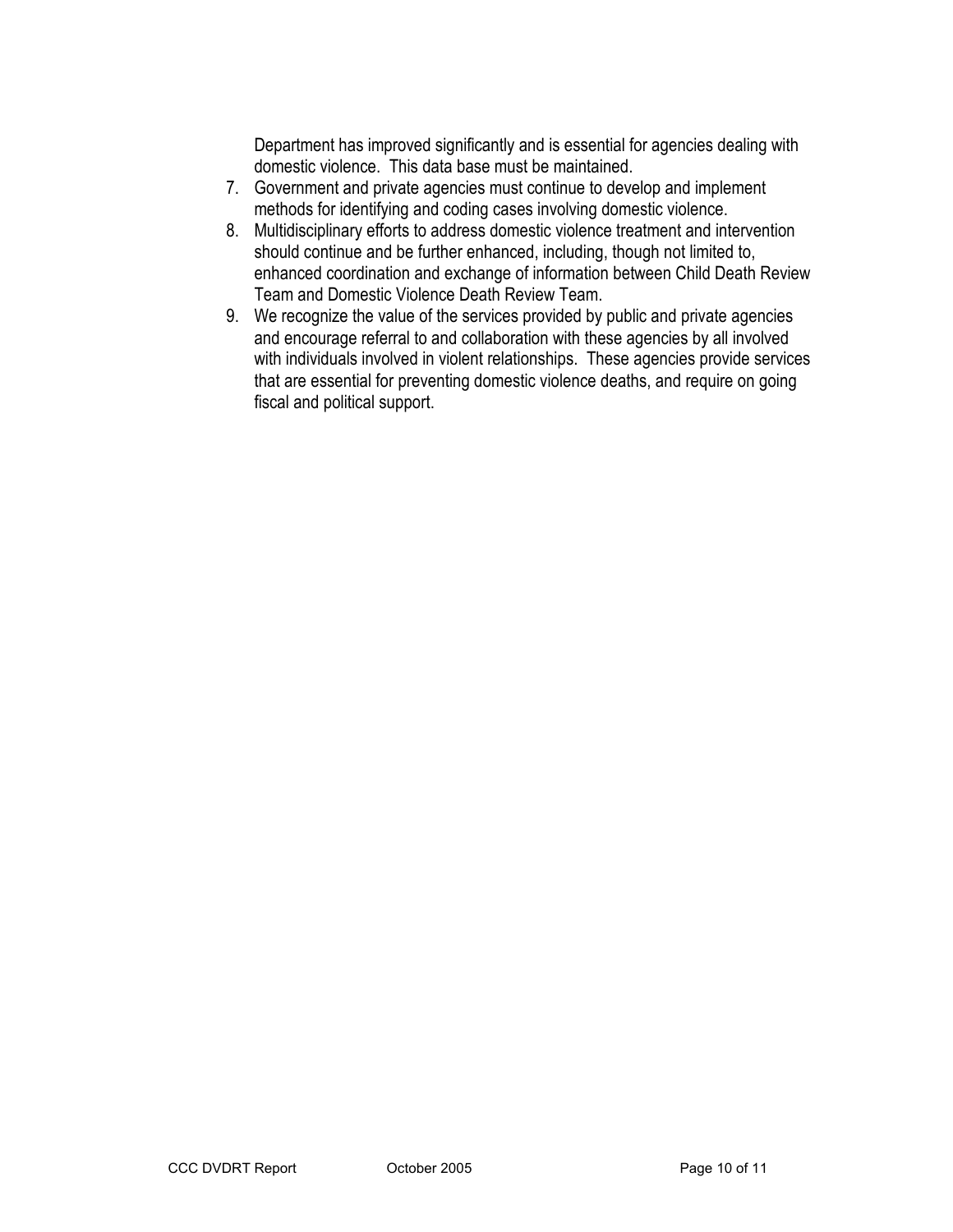Department has improved significantly and is essential for agencies dealing with domestic violence. This data base must be maintained.

7. Government and private agencies must continue to develop and implement methods for identifying and coding cases involving domestic violence.
8. Multidisciplinary efforts to address domestic violence treatment and intervention should continue and be further enhanced, including, though not limited to, enhanced coordination and exchange of information between Child Death Review Team and Domestic Violence Death Review Team.
9. We recognize the value of the services provided by public and private agencies and encourage referral to and collaboration with these agencies by all involved with individuals involved in violent relationships. These agencies provide services that are essential for preventing domestic violence deaths, and require on going fiscal and political support.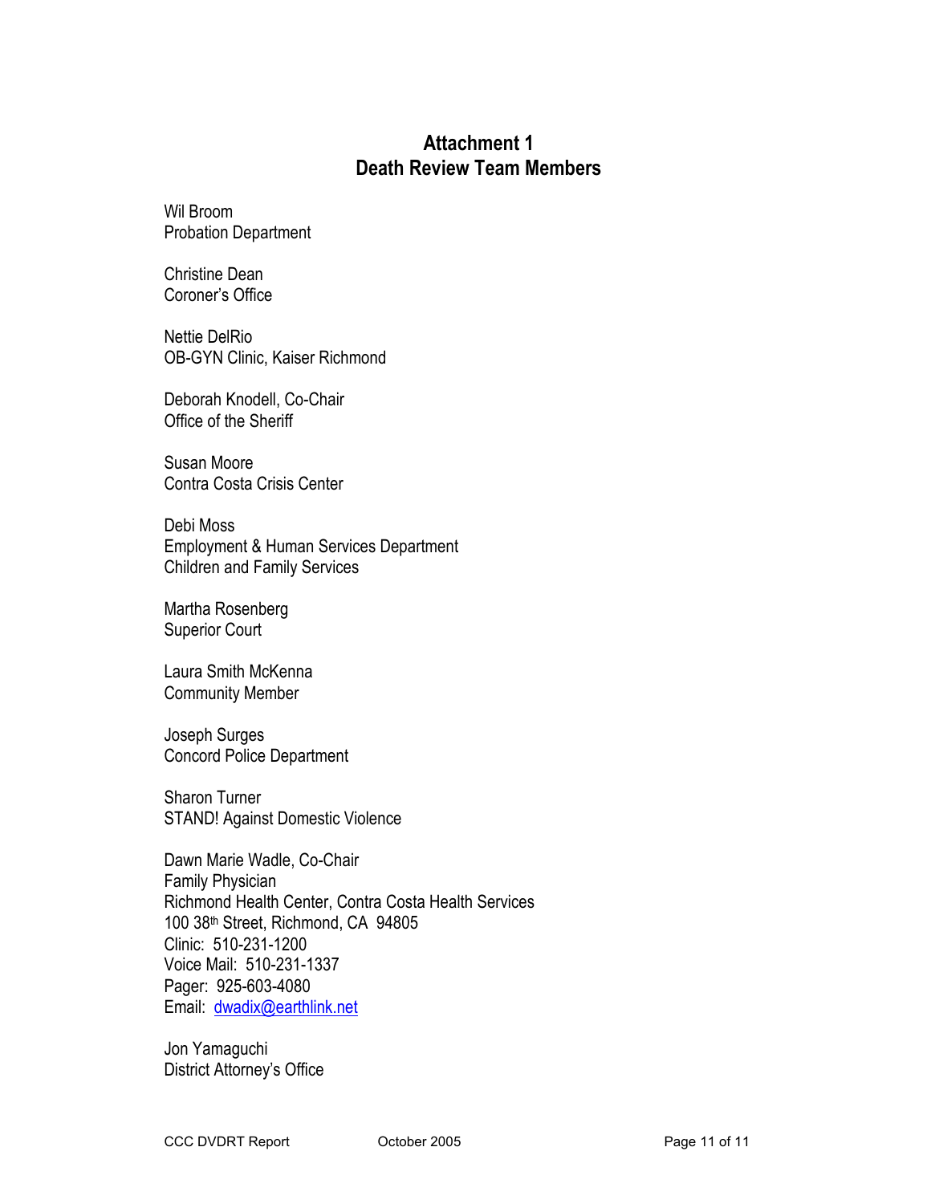# Attachment 1
# Death Review Team Members

Wil Broom
Probation Department

Christine Dean
Coroner's Office

Nettie DelRio
OB-GYN Clinic, Kaiser Richmond

Deborah Knodell, Co-Chair
Office of the Sheriff

Susan Moore
Contra Costa Crisis Center

Debi Moss
Employment & Human Services Department
Children and Family Services

Martha Rosenberg
Superior Court

Laura Smith McKenna
Community Member

Joseph Surges
Concord Police Department

Sharon Turner
STAND! Against Domestic Violence

Dawn Marie Wadle, Co-Chair
Family Physician
Richmond Health Center, Contra Costa Health Services
100 38th Street, Richmond, CA 94805
Clinic: 510-231-1200
Voice Mail: 510-231-1337
Pager: 925-603-4080
Email: dwadix@earthlink.net

Jon Yamaguchi
District Attorney's Office